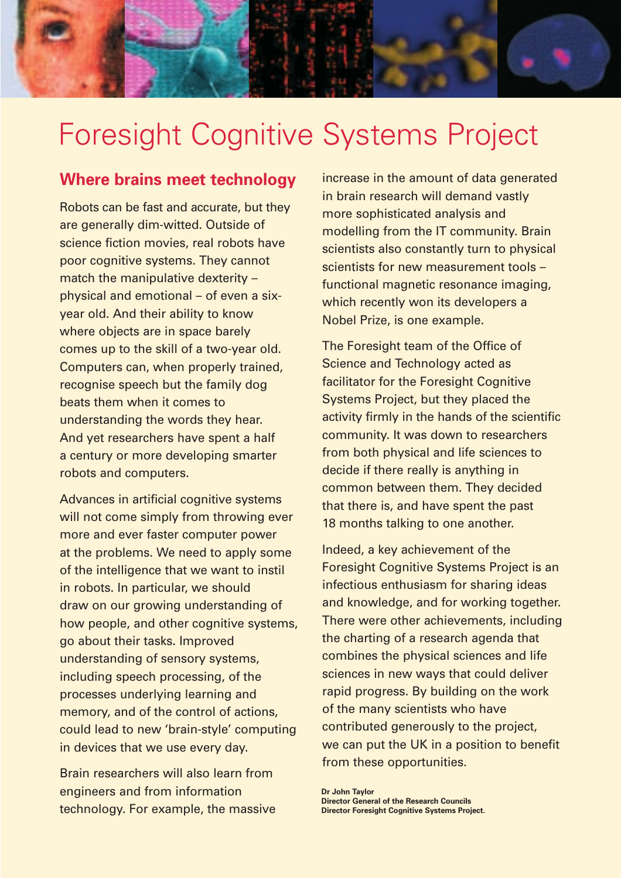# Foresight Cognitive Systems Project

## Where brains meet technology

Robots can be fast and accurate, but they are generally dim-witted. Outside of science fiction movies, real robots have poor cognitive systems. They cannot match the manipulative dexterity – physical and emotional – of even a six-year old. And their ability to know where objects are in space barely comes up to the skill of a two-year old. Computers can, when properly trained, recognise speech but the family dog beats them when it comes to understanding the words they hear. And yet researchers have spent a half a century or more developing smarter robots and computers.

Advances in artificial cognitive systems will not come simply from throwing ever more and ever faster computer power at the problems. We need to apply some of the intelligence that we want to instil in robots. In particular, we should draw on our growing understanding of how people, and other cognitive systems, go about their tasks. Improved understanding of sensory systems, including speech processing, of the processes underlying learning and memory, and of the control of actions, could lead to new 'brain-style' computing in devices that we use every day.

Brain researchers will also learn from engineers and from information technology. For example, the massive increase in the amount of data generated in brain research will demand vastly more sophisticated analysis and modelling from the IT community. Brain scientists also constantly turn to physical scientists for new measurement tools – functional magnetic resonance imaging, which recently won its developers a Nobel Prize, is one example.

The Foresight team of the Office of Science and Technology acted as facilitator for the Foresight Cognitive Systems Project, but they placed the activity firmly in the hands of the scientific community. It was down to researchers from both physical and life sciences to decide if there really is anything in common between them. They decided that there is, and have spent the past 18 months talking to one another.

Indeed, a key achievement of the Foresight Cognitive Systems Project is an infectious enthusiasm for sharing ideas and knowledge, and for working together. There were other achievements, including the charting of a research agenda that combines the physical sciences and life sciences in new ways that could deliver rapid progress. By building on the work of the many scientists who have contributed generously to the project, we can put the UK in a position to benefit from these opportunities.

**Dr John Taylor**
**Director General of the Research Councils**
**Director Foresight Cognitive Systems Project.**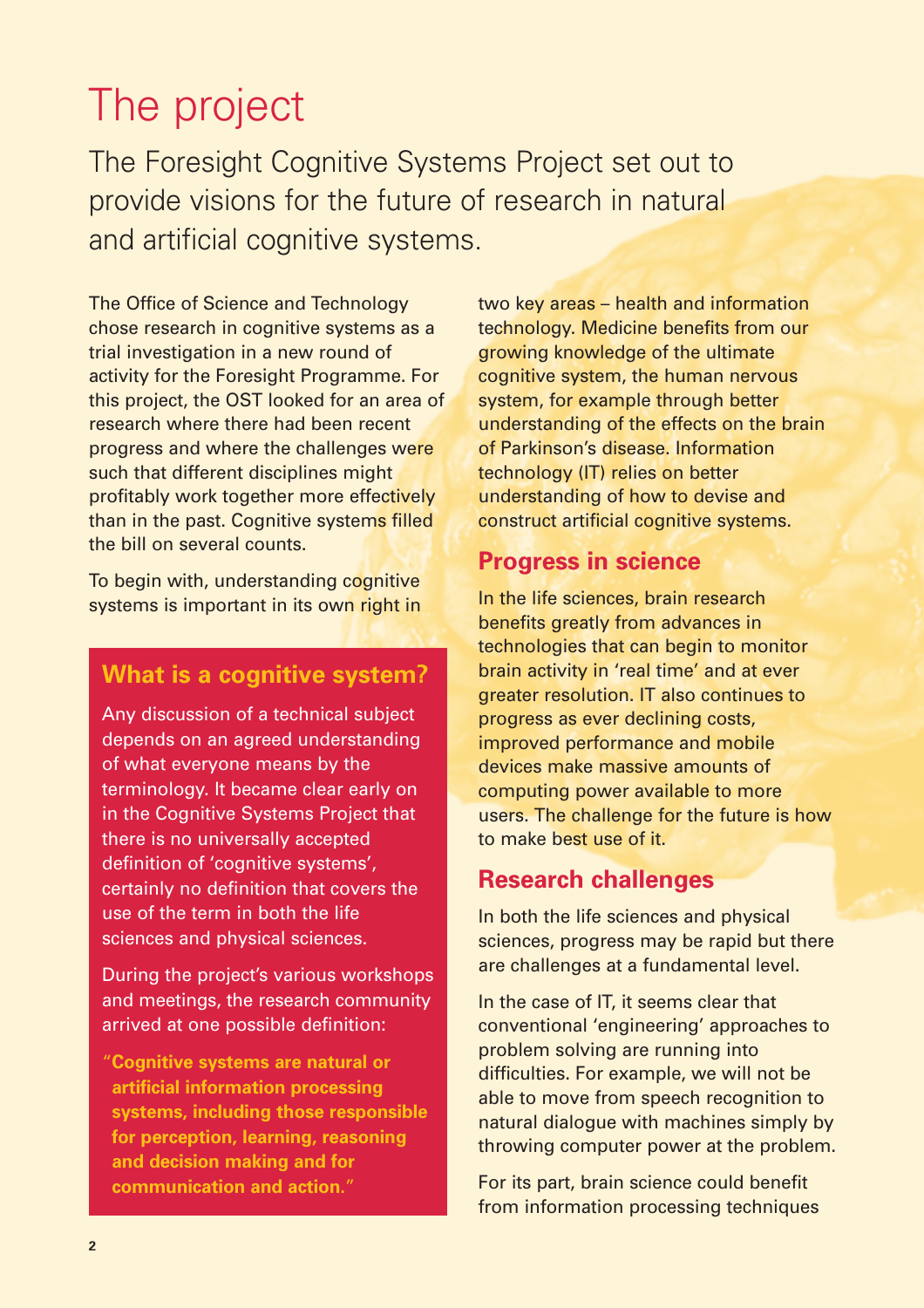# The project

The Foresight Cognitive Systems Project set out to provide visions for the future of research in natural and artificial cognitive systems.

The Office of Science and Technology chose research in cognitive systems as a trial investigation in a new round of activity for the Foresight Programme. For this project, the OST looked for an area of research where there had been recent progress and where the challenges were such that different disciplines might profitably work together more effectively than in the past. Cognitive systems filled the bill on several counts.

To begin with, understanding cognitive systems is important in its own right in two key areas – health and information technology. Medicine benefits from our growing knowledge of the ultimate cognitive system, the human nervous system, for example through better understanding of the effects on the brain of Parkinson's disease. Information technology (IT) relies on better understanding of how to devise and construct artificial cognitive systems.

## What is a cognitive system?

Any discussion of a technical subject depends on an agreed understanding of what everyone means by the terminology. It became clear early on in the Cognitive Systems Project that there is no universally accepted definition of 'cognitive systems', certainly no definition that covers the use of the term in both the life sciences and physical sciences.

During the project's various workshops and meetings, the research community arrived at one possible definition:

**"Cognitive systems are natural or artificial information processing systems, including those responsible for perception, learning, reasoning and decision making and for communication and action."**

## Progress in science

In the life sciences, brain research benefits greatly from advances in technologies that can begin to monitor brain activity in 'real time' and at ever greater resolution. IT also continues to progress as ever declining costs, improved performance and mobile devices make massive amounts of computing power available to more users. The challenge for the future is how to make best use of it.

## Research challenges

In both the life sciences and physical sciences, progress may be rapid but there are challenges at a fundamental level.

In the case of IT, it seems clear that conventional 'engineering' approaches to problem solving are running into difficulties. For example, we will not be able to move from speech recognition to natural dialogue with machines simply by throwing computer power at the problem.

For its part, brain science could benefit from information processing techniques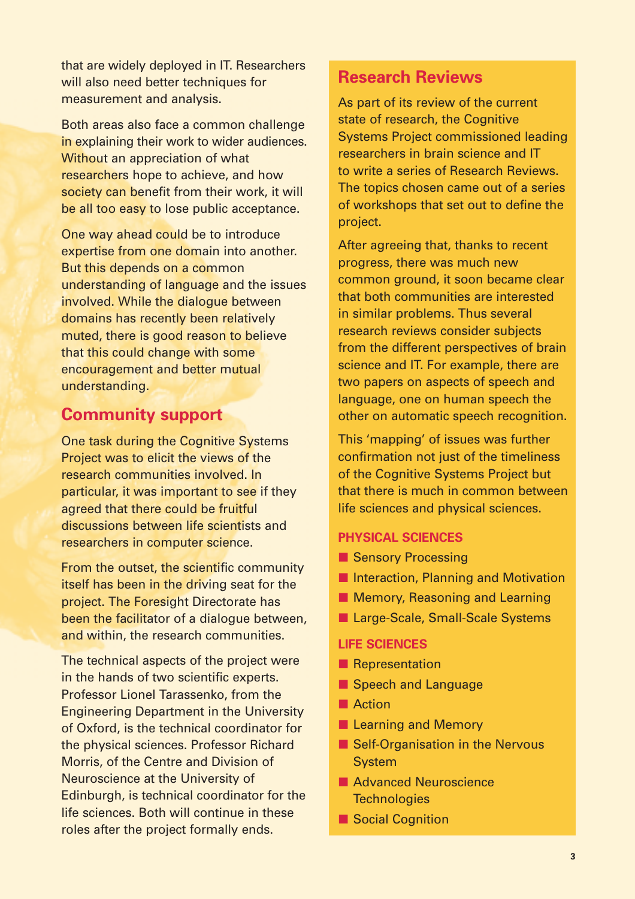that are widely deployed in IT. Researchers will also need better techniques for measurement and analysis.

Both areas also face a common challenge in explaining their work to wider audiences. Without an appreciation of what researchers hope to achieve, and how society can benefit from their work, it will be all too easy to lose public acceptance.

One way ahead could be to introduce expertise from one domain into another. But this depends on a common understanding of language and the issues involved. While the dialogue between domains has recently been relatively muted, there is good reason to believe that this could change with some encouragement and better mutual understanding.

## Community support

One task during the Cognitive Systems Project was to elicit the views of the research communities involved. In particular, it was important to see if they agreed that there could be fruitful discussions between life scientists and researchers in computer science.

From the outset, the scientific community itself has been in the driving seat for the project. The Foresight Directorate has been the facilitator of a dialogue between, and within, the research communities.

The technical aspects of the project were in the hands of two scientific experts. Professor Lionel Tarassenko, from the Engineering Department in the University of Oxford, is the technical coordinator for the physical sciences. Professor Richard Morris, of the Centre and Division of Neuroscience at the University of Edinburgh, is technical coordinator for the life sciences. Both will continue in these roles after the project formally ends.

## Research Reviews

As part of its review of the current state of research, the Cognitive Systems Project commissioned leading researchers in brain science and IT to write a series of Research Reviews. The topics chosen came out of a series of workshops that set out to define the project.

After agreeing that, thanks to recent progress, there was much new common ground, it soon became clear that both communities are interested in similar problems. Thus several research reviews consider subjects from the different perspectives of brain science and IT. For example, there are two papers on aspects of speech and language, one on human speech the other on automatic speech recognition.

This 'mapping' of issues was further confirmation not just of the timeliness of the Cognitive Systems Project but that there is much in common between life sciences and physical sciences.

### PHYSICAL SCIENCES

- Sensory Processing
- Interaction, Planning and Motivation
- Memory, Reasoning and Learning
- Large-Scale, Small-Scale Systems

### LIFE SCIENCES

- Representation
- Speech and Language
- Action
- Learning and Memory
- Self-Organisation in the Nervous System
- Advanced Neuroscience Technologies
- Social Cognition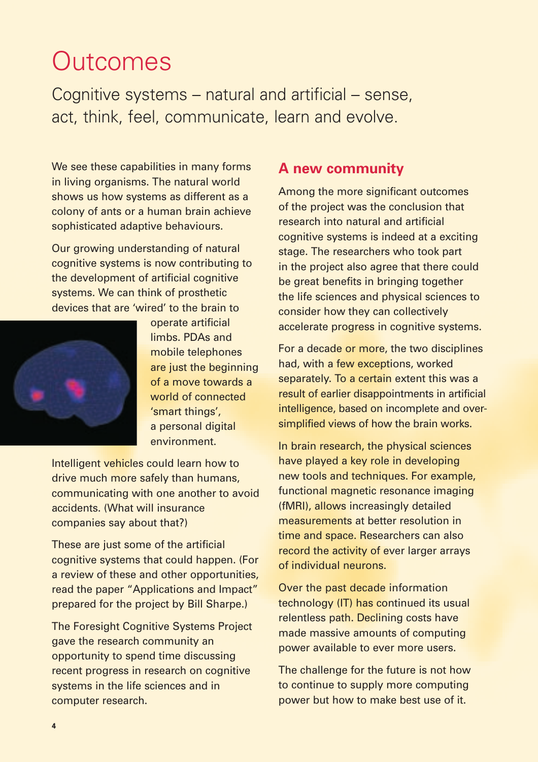# Outcomes

Cognitive systems – natural and artificial – sense, act, think, feel, communicate, learn and evolve.

We see these capabilities in many forms in living organisms. The natural world shows us how systems as different as a colony of ants or a human brain achieve sophisticated adaptive behaviours.

Our growing understanding of natural cognitive systems is now contributing to the development of artificial cognitive systems. We can think of prosthetic devices that are 'wired' to the brain to operate artificial limbs. PDAs and mobile telephones are just the beginning of a move towards a world of connected 'smart things', a personal digital environment.

Intelligent vehicles could learn how to drive much more safely than humans, communicating with one another to avoid accidents. (What will insurance companies say about that?)

These are just some of the artificial cognitive systems that could happen. (For a review of these and other opportunities, read the paper "Applications and Impact" prepared for the project by Bill Sharpe.)

The Foresight Cognitive Systems Project gave the research community an opportunity to spend time discussing recent progress in research on cognitive systems in the life sciences and in computer research.

## A new community

Among the more significant outcomes of the project was the conclusion that research into natural and artificial cognitive systems is indeed at a exciting stage. The researchers who took part in the project also agree that there could be great benefits in bringing together the life sciences and physical sciences to consider how they can collectively accelerate progress in cognitive systems.

For a decade or more, the two disciplines had, with a few exceptions, worked separately. To a certain extent this was a result of earlier disappointments in artificial intelligence, based on incomplete and over-simplified views of how the brain works.

In brain research, the physical sciences have played a key role in developing new tools and techniques. For example, functional magnetic resonance imaging (fMRI), allows increasingly detailed measurements at better resolution in time and space. Researchers can also record the activity of ever larger arrays of individual neurons.

Over the past decade information technology (IT) has continued its usual relentless path. Declining costs have made massive amounts of computing power available to ever more users.

The challenge for the future is not how to continue to supply more computing power but how to make best use of it.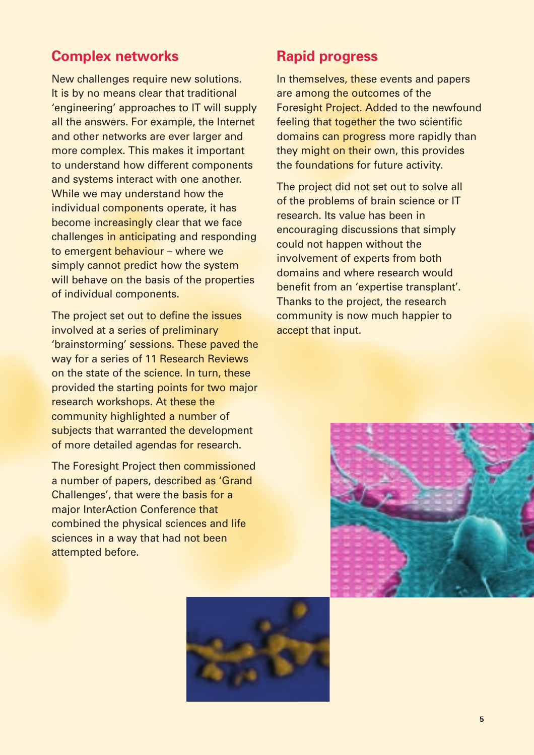## Complex networks

New challenges require new solutions. It is by no means clear that traditional 'engineering' approaches to IT will supply all the answers. For example, the Internet and other networks are ever larger and more complex. This makes it important to understand how different components and systems interact with one another. While we may understand how the individual components operate, it has become increasingly clear that we face challenges in anticipating and responding to emergent behaviour – where we simply cannot predict how the system will behave on the basis of the properties of individual components.

The project set out to define the issues involved at a series of preliminary 'brainstorming' sessions. These paved the way for a series of 11 Research Reviews on the state of the science. In turn, these provided the starting points for two major research workshops. At these the community highlighted a number of subjects that warranted the development of more detailed agendas for research.

The Foresight Project then commissioned a number of papers, described as 'Grand Challenges', that were the basis for a major InterAction Conference that combined the physical sciences and life sciences in a way that had not been attempted before.

## Rapid progress

In themselves, these events and papers are among the outcomes of the Foresight Project. Added to the newfound feeling that together the two scientific domains can progress more rapidly than they might on their own, this provides the foundations for future activity.

The project did not set out to solve all of the problems of brain science or IT research. Its value has been in encouraging discussions that simply could not happen without the involvement of experts from both domains and where research would benefit from an 'expertise transplant'. Thanks to the project, the research community is now much happier to accept that input.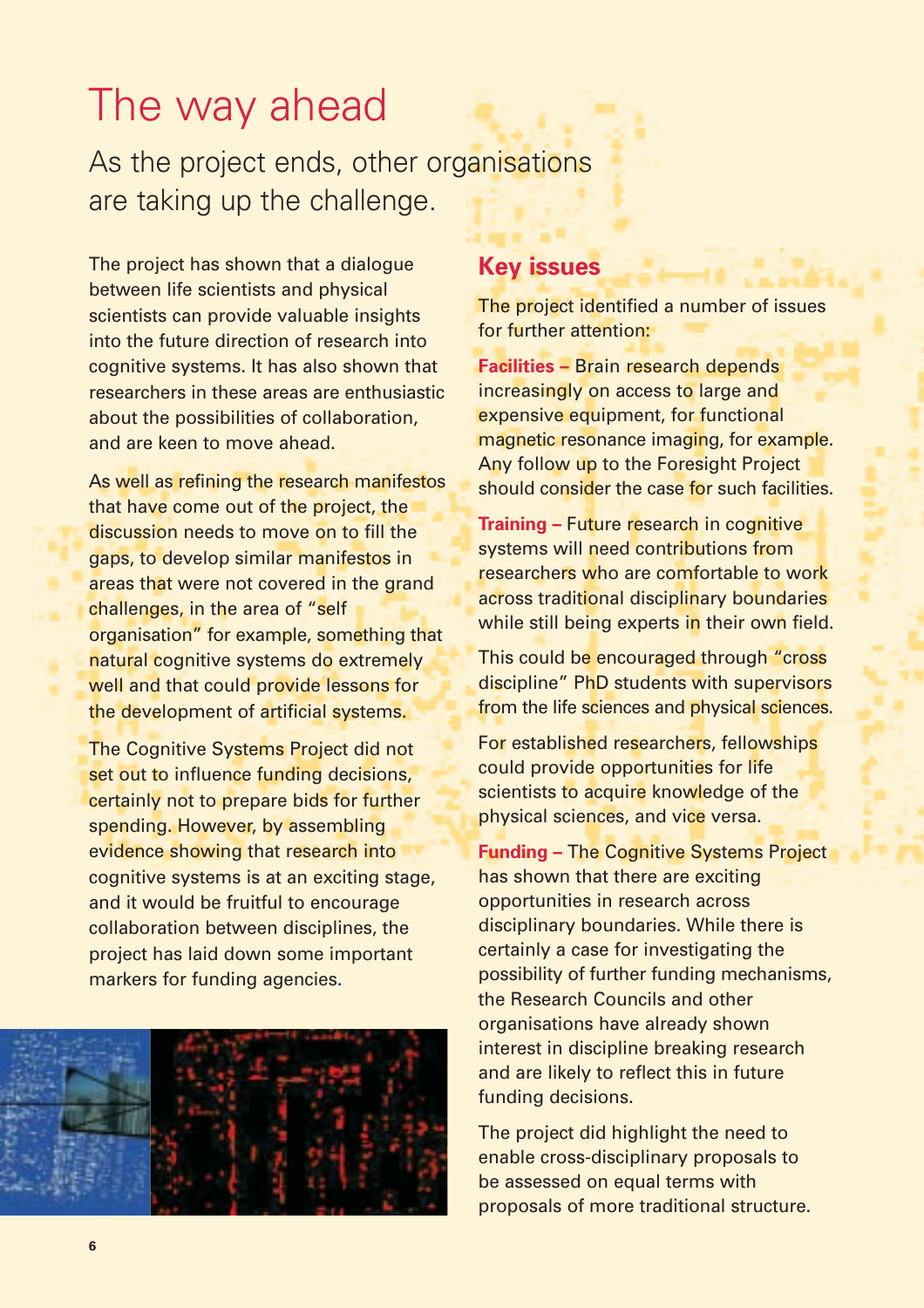# The way ahead

## As the project ends, other organisations are taking up the challenge.

The project has shown that a dialogue between life scientists and physical scientists can provide valuable insights into the future direction of research into cognitive systems. It has also shown that researchers in these areas are enthusiastic about the possibilities of collaboration, and are keen to move ahead.

As well as refining the research manifestos that have come out of the project, the discussion needs to move on to fill the gaps, to develop similar manifestos in areas that were not covered in the grand challenges, in the area of "self organisation" for example, something that natural cognitive systems do extremely well and that could provide lessons for the development of artificial systems.

The Cognitive Systems Project did not set out to influence funding decisions, certainly not to prepare bids for further spending. However, by assembling evidence showing that research into cognitive systems is at an exciting stage, and it would be fruitful to encourage collaboration between disciplines, the project has laid down some important markers for funding agencies.

## Key issues

The project identified a number of issues for further attention:

**Facilities –** Brain research depends increasingly on access to large and expensive equipment, for functional magnetic resonance imaging, for example. Any follow up to the Foresight Project should consider the case for such facilities.

**Training –** Future research in cognitive systems will need contributions from researchers who are comfortable to work across traditional disciplinary boundaries while still being experts in their own field.

This could be encouraged through "cross discipline" PhD students with supervisors from the life sciences and physical sciences.

For established researchers, fellowships could provide opportunities for life scientists to acquire knowledge of the physical sciences, and vice versa.

**Funding –** The Cognitive Systems Project has shown that there are exciting opportunities in research across disciplinary boundaries. While there is certainly a case for investigating the possibility of further funding mechanisms, the Research Councils and other organisations have already shown interest in discipline breaking research and are likely to reflect this in future funding decisions.

The project did highlight the need to enable cross-disciplinary proposals to be assessed on equal terms with proposals of more traditional structure.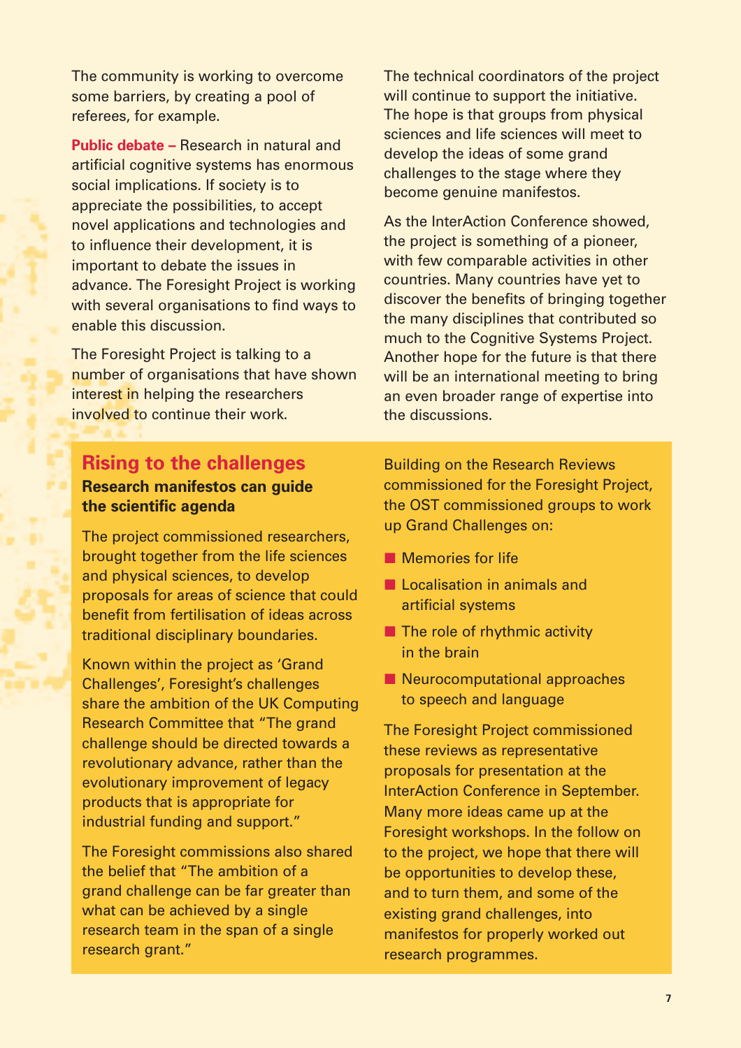The community is working to overcome some barriers, by creating a pool of referees, for example.

**Public debate –** Research in natural and artificial cognitive systems has enormous social implications. If society is to appreciate the possibilities, to accept novel applications and technologies and to influence their development, it is important to debate the issues in advance. The Foresight Project is working with several organisations to find ways to enable this discussion.

The Foresight Project is talking to a number of organisations that have shown interest in helping the researchers involved to continue their work.

The technical coordinators of the project will continue to support the initiative. The hope is that groups from physical sciences and life sciences will meet to develop the ideas of some grand challenges to the stage where they become genuine manifestos.

As the InterAction Conference showed, the project is something of a pioneer, with few comparable activities in other countries. Many countries have yet to discover the benefits of bringing together the many disciplines that contributed so much to the Cognitive Systems Project. Another hope for the future is that there will be an international meeting to bring an even broader range of expertise into the discussions.

## Rising to the challenges

### Research manifestos can guide the scientific agenda

The project commissioned researchers, brought together from the life sciences and physical sciences, to develop proposals for areas of science that could benefit from fertilisation of ideas across traditional disciplinary boundaries.

Known within the project as 'Grand Challenges', Foresight's challenges share the ambition of the UK Computing Research Committee that "The grand challenge should be directed towards a revolutionary advance, rather than the evolutionary improvement of legacy products that is appropriate for industrial funding and support."

The Foresight commissions also shared the belief that "The ambition of a grand challenge can be far greater than what can be achieved by a single research team in the span of a single research grant."

Building on the Research Reviews commissioned for the Foresight Project, the OST commissioned groups to work up Grand Challenges on:

- Memories for life
- Localisation in animals and artificial systems
- The role of rhythmic activity in the brain
- Neurocomputational approaches to speech and language

The Foresight Project commissioned these reviews as representative proposals for presentation at the InterAction Conference in September. Many more ideas came up at the Foresight workshops. In the follow on to the project, we hope that there will be opportunities to develop these, and to turn them, and some of the existing grand challenges, into manifestos for properly worked out research programmes.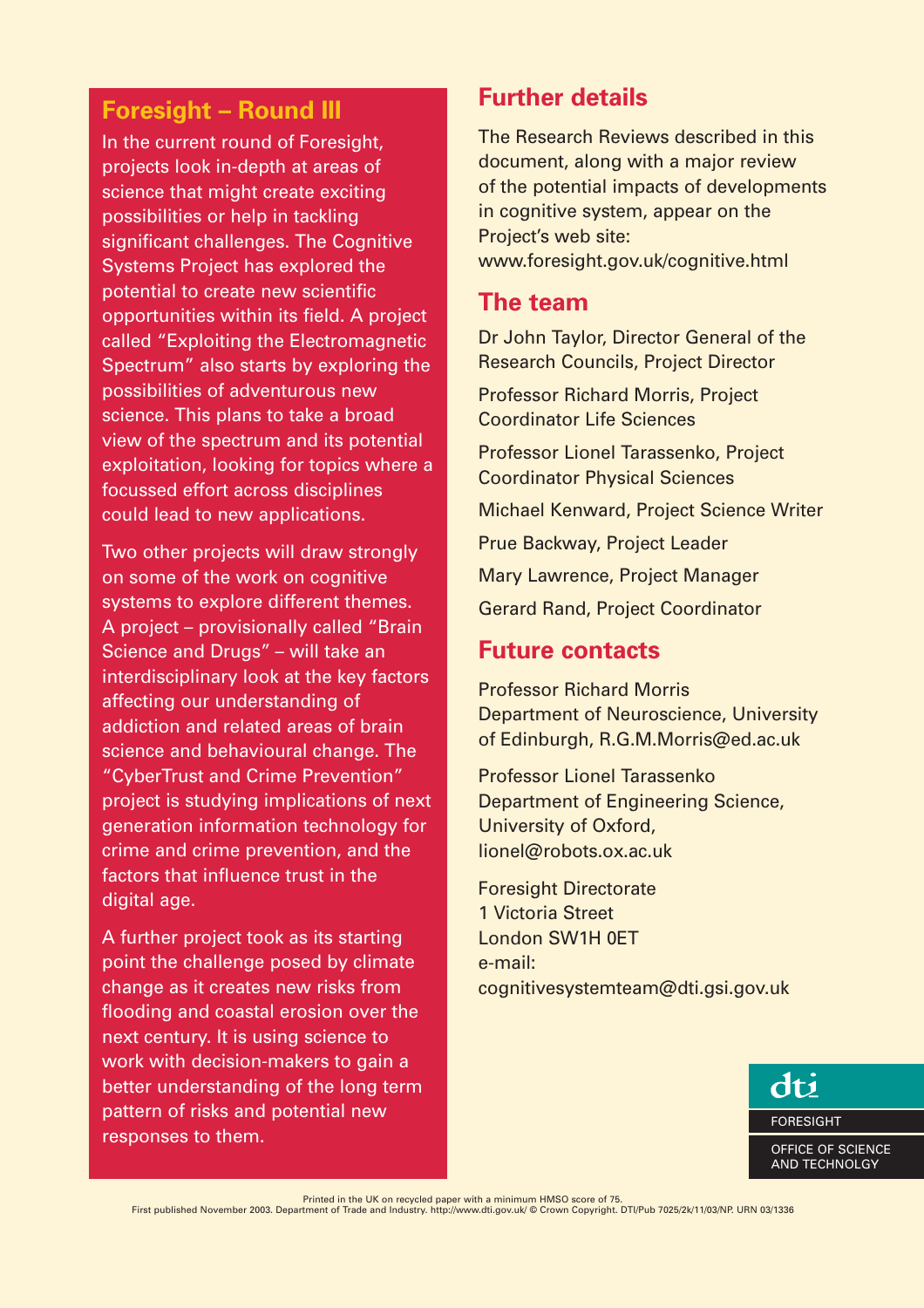## Foresight – Round III

In the current round of Foresight, projects look in-depth at areas of science that might create exciting possibilities or help in tackling significant challenges. The Cognitive Systems Project has explored the potential to create new scientific opportunities within its field. A project called "Exploiting the Electromagnetic Spectrum" also starts by exploring the possibilities of adventurous new science. This plans to take a broad view of the spectrum and its potential exploitation, looking for topics where a focussed effort across disciplines could lead to new applications.

Two other projects will draw strongly on some of the work on cognitive systems to explore different themes. A project – provisionally called "Brain Science and Drugs" – will take an interdisciplinary look at the key factors affecting our understanding of addiction and related areas of brain science and behavioural change. The "CyberTrust and Crime Prevention" project is studying implications of next generation information technology for crime and crime prevention, and the factors that influence trust in the digital age.

A further project took as its starting point the challenge posed by climate change as it creates new risks from flooding and coastal erosion over the next century. It is using science to work with decision-makers to gain a better understanding of the long term pattern of risks and potential new responses to them.

## Further details

The Research Reviews described in this document, along with a major review of the potential impacts of developments in cognitive system, appear on the Project's web site: www.foresight.gov.uk/cognitive.html

## The team

Dr John Taylor, Director General of the Research Councils, Project Director

Professor Richard Morris, Project Coordinator Life Sciences

Professor Lionel Tarassenko, Project Coordinator Physical Sciences

Michael Kenward, Project Science Writer

Prue Backway, Project Leader

Mary Lawrence, Project Manager

Gerard Rand, Project Coordinator

## Future contacts

Professor Richard Morris
Department of Neuroscience, University of Edinburgh, R.G.M.Morris@ed.ac.uk

Professor Lionel Tarassenko
Department of Engineering Science, University of Oxford,
lionel@robots.ox.ac.uk

Foresight Directorate
1 Victoria Street
London SW1H 0ET
e-mail:
cognitivesystemteam@dti.gsi.gov.uk

dti
FORESIGHT
OFFICE OF SCIENCE AND TECHNOLOGY

Printed in the UK on recycled paper with a minimum HMSO score of 75.
First published November 2003. Department of Trade and Industry. http://www.dti.gov.uk/ © Crown Copyright. DTI/Pub 7025/2k/11/03/NP. URN 03/1336